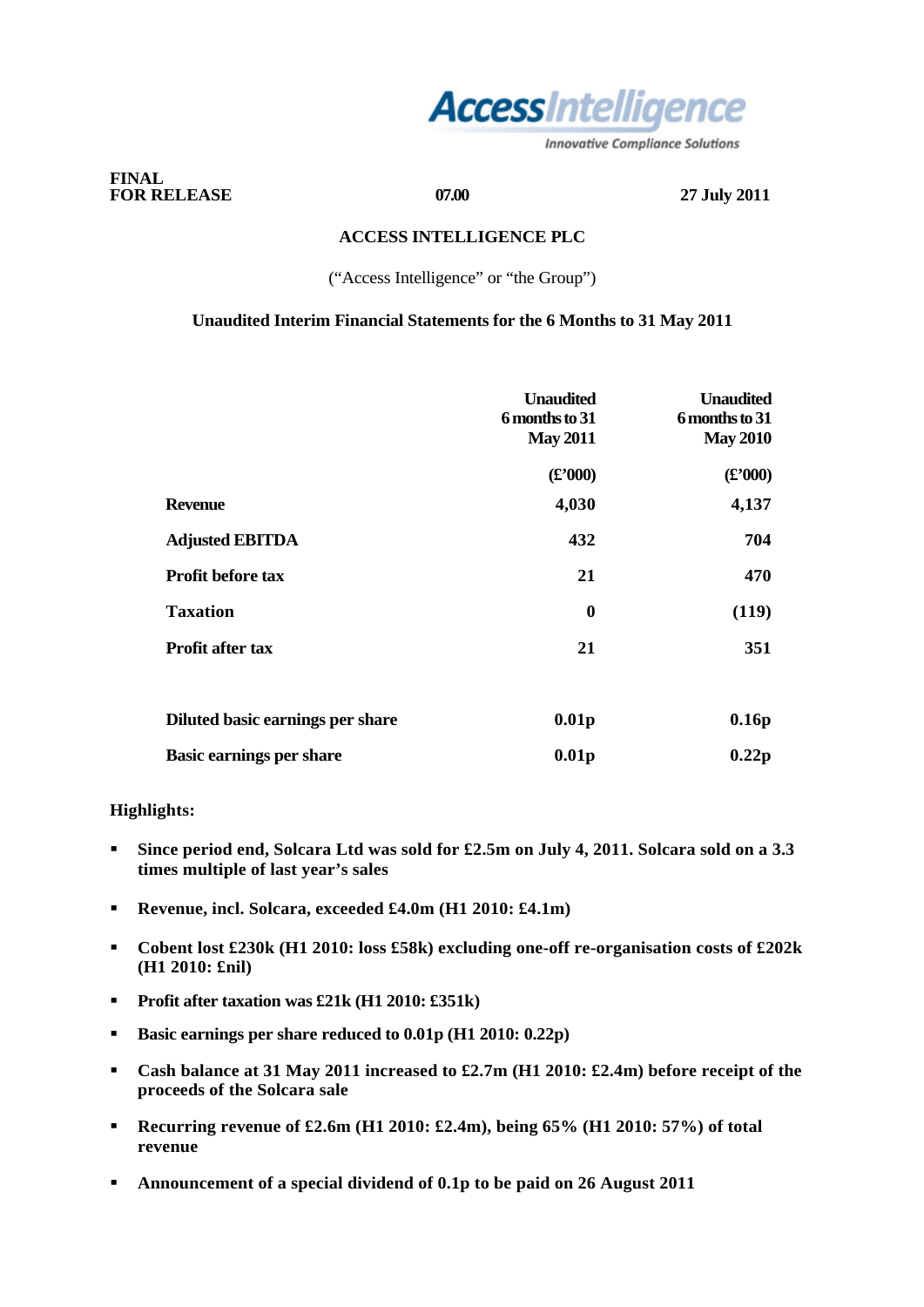**FINAL**
**FOR RELEASE** **07.00** **27 July 2011**

# ACCESS INTELLIGENCE PLC

("Access Intelligence" or "the Group")

## Unaudited Interim Financial Statements for the 6 Months to 31 May 2011

| | Unaudited 6 months to 31 May 2011 | Unaudited 6 months to 31 May 2010 |
|---|---|---|
| | (£'000) | (£'000) |
| **Revenue** | 4,030 | 4,137 |
| **Adjusted EBITDA** | 432 | 704 |
| **Profit before tax** | 21 | 470 |
| **Taxation** | 0 | (119) |
| **Profit after tax** | 21 | 351 |
| | | |
| **Diluted basic earnings per share** | 0.01p | 0.16p |
| **Basic earnings per share** | 0.01p | 0.22p |

**Highlights:**

- **Since period end, Solcara Ltd was sold for £2.5m on July 4, 2011. Solcara sold on a 3.3 times multiple of last year's sales**
- **Revenue, incl. Solcara, exceeded £4.0m (H1 2010: £4.1m)**
- **Cobent lost £230k (H1 2010: loss £58k) excluding one-off re-organisation costs of £202k (H1 2010: £nil)**
- **Profit after taxation was £21k (H1 2010: £351k)**
- **Basic earnings per share reduced to 0.01p (H1 2010: 0.22p)**
- **Cash balance at 31 May 2011 increased to £2.7m (H1 2010: £2.4m) before receipt of the proceeds of the Solcara sale**
- **Recurring revenue of £2.6m (H1 2010: £2.4m), being 65% (H1 2010: 57%) of total revenue**
- **Announcement of a special dividend of 0.1p to be paid on 26 August 2011**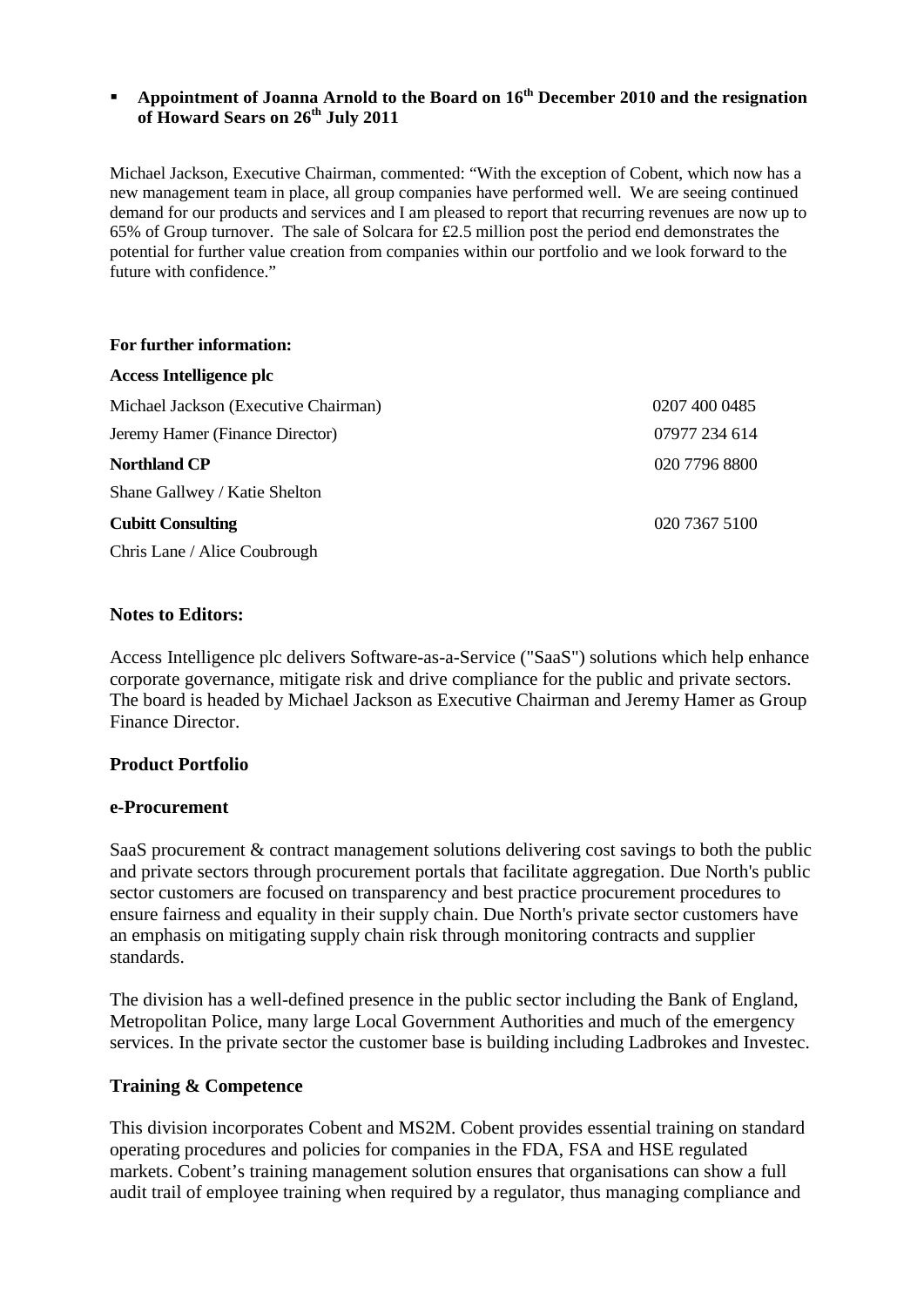- **Appointment of Joanna Arnold to the Board on 16th December 2010 and the resignation of Howard Sears on 26th July 2011**

Michael Jackson, Executive Chairman, commented: "With the exception of Cobent, which now has a new management team in place, all group companies have performed well. We are seeing continued demand for our products and services and I am pleased to report that recurring revenues are now up to 65% of Group turnover. The sale of Solcara for £2.5 million post the period end demonstrates the potential for further value creation from companies within our portfolio and we look forward to the future with confidence."

**For further information:**

| | |
|---|---|
| **Access Intelligence plc** | |
| Michael Jackson (Executive Chairman) | 0207 400 0485 |
| Jeremy Hamer (Finance Director) | 07977 234 614 |
| **Northland CP** | 020 7796 8800 |
| Shane Gallwey / Katie Shelton | |
| **Cubitt Consulting** | 020 7367 5100 |
| Chris Lane / Alice Coubrough | |

## Notes to Editors:

Access Intelligence plc delivers Software-as-a-Service ("SaaS") solutions which help enhance corporate governance, mitigate risk and drive compliance for the public and private sectors. The board is headed by Michael Jackson as Executive Chairman and Jeremy Hamer as Group Finance Director.

## Product Portfolio

### e-Procurement

SaaS procurement & contract management solutions delivering cost savings to both the public and private sectors through procurement portals that facilitate aggregation. Due North's public sector customers are focused on transparency and best practice procurement procedures to ensure fairness and equality in their supply chain. Due North's private sector customers have an emphasis on mitigating supply chain risk through monitoring contracts and supplier standards.

The division has a well-defined presence in the public sector including the Bank of England, Metropolitan Police, many large Local Government Authorities and much of the emergency services. In the private sector the customer base is building including Ladbrokes and Investec.

### Training & Competence

This division incorporates Cobent and MS2M. Cobent provides essential training on standard operating procedures and policies for companies in the FDA, FSA and HSE regulated markets. Cobent's training management solution ensures that organisations can show a full audit trail of employee training when required by a regulator, thus managing compliance and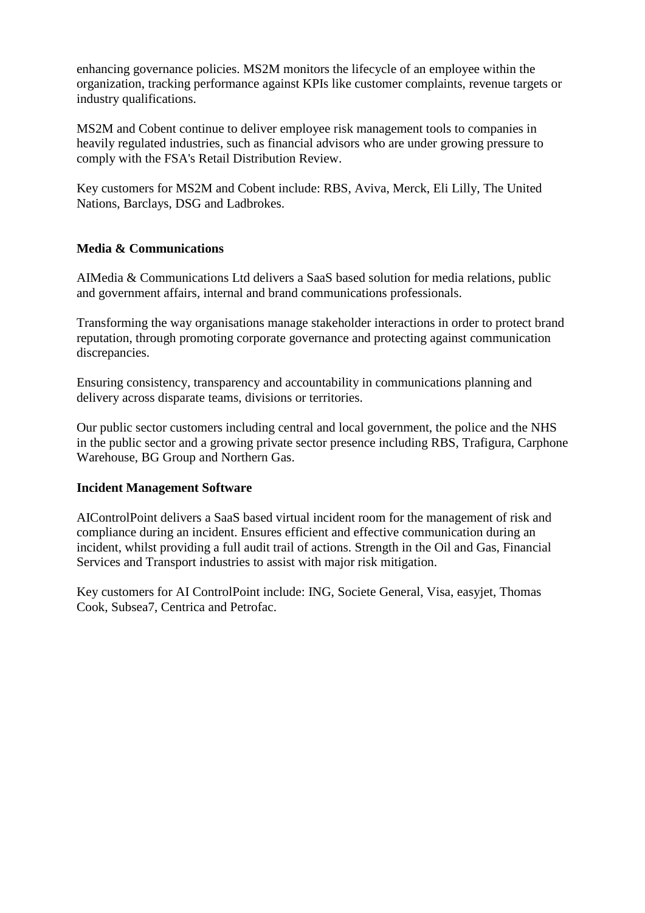enhancing governance policies. MS2M monitors the lifecycle of an employee within the organization, tracking performance against KPIs like customer complaints, revenue targets or industry qualifications.

MS2M and Cobent continue to deliver employee risk management tools to companies in heavily regulated industries, such as financial advisors who are under growing pressure to comply with the FSA's Retail Distribution Review.

Key customers for MS2M and Cobent include: RBS, Aviva, Merck, Eli Lilly, The United Nations, Barclays, DSG and Ladbrokes.

**Media & Communications**

AIMedia & Communications Ltd delivers a SaaS based solution for media relations, public and government affairs, internal and brand communications professionals.

Transforming the way organisations manage stakeholder interactions in order to protect brand reputation, through promoting corporate governance and protecting against communication discrepancies.

Ensuring consistency, transparency and accountability in communications planning and delivery across disparate teams, divisions or territories.

Our public sector customers including central and local government, the police and the NHS in the public sector and a growing private sector presence including RBS, Trafigura, Carphone Warehouse, BG Group and Northern Gas.

**Incident Management Software**

AIControlPoint delivers a SaaS based virtual incident room for the management of risk and compliance during an incident. Ensures efficient and effective communication during an incident, whilst providing a full audit trail of actions. Strength in the Oil and Gas, Financial Services and Transport industries to assist with major risk mitigation.

Key customers for AI ControlPoint include: ING, Societe General, Visa, easyjet, Thomas Cook, Subsea7, Centrica and Petrofac.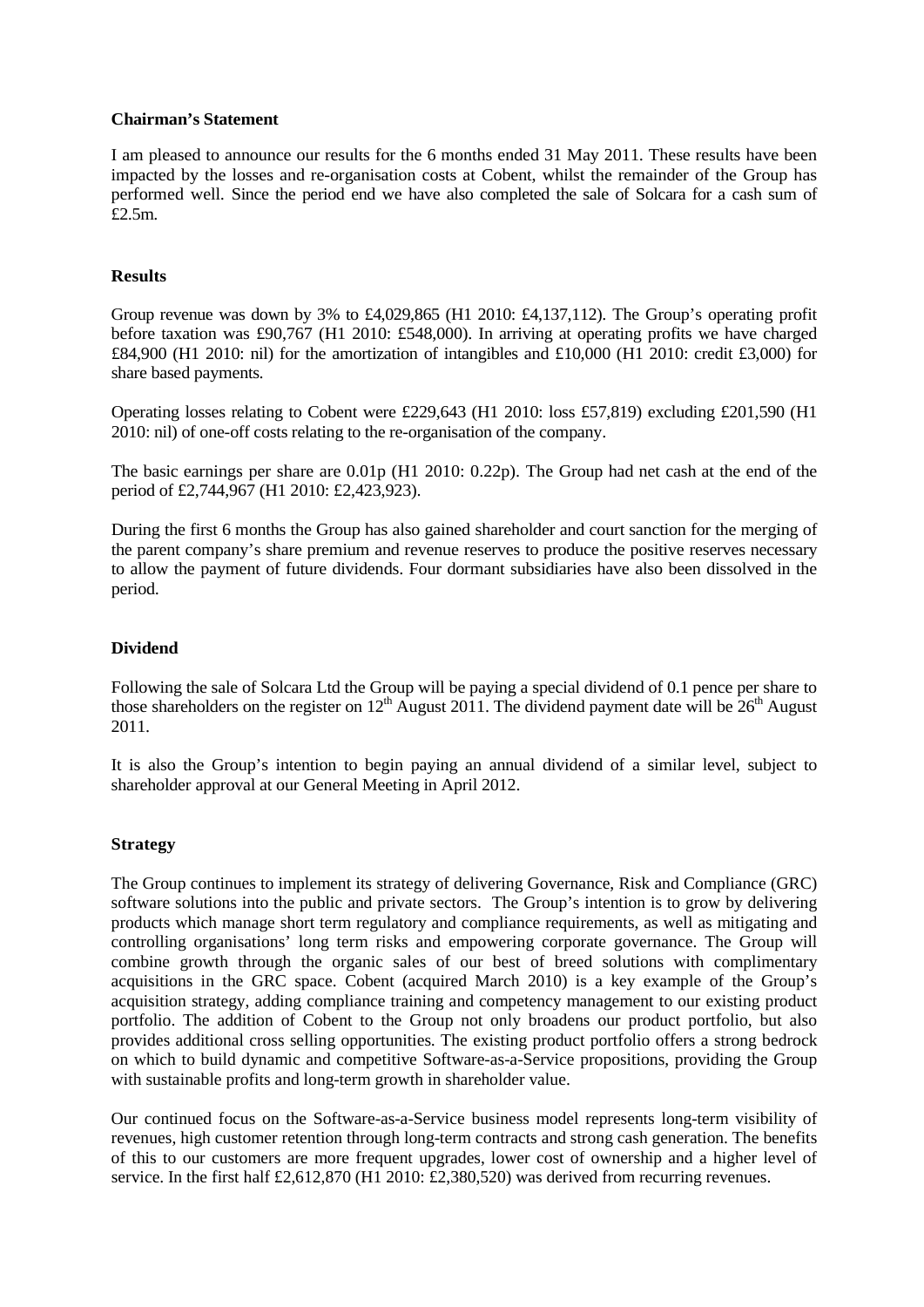**Chairman's Statement**

I am pleased to announce our results for the 6 months ended 31 May 2011. These results have been impacted by the losses and re-organisation costs at Cobent, whilst the remainder of the Group has performed well. Since the period end we have also completed the sale of Solcara for a cash sum of £2.5m.

**Results**

Group revenue was down by 3% to £4,029,865 (H1 2010: £4,137,112). The Group's operating profit before taxation was £90,767 (H1 2010: £548,000). In arriving at operating profits we have charged £84,900 (H1 2010: nil) for the amortization of intangibles and £10,000 (H1 2010: credit £3,000) for share based payments.

Operating losses relating to Cobent were £229,643 (H1 2010: loss £57,819) excluding £201,590 (H1 2010: nil) of one-off costs relating to the re-organisation of the company.

The basic earnings per share are 0.01p (H1 2010: 0.22p). The Group had net cash at the end of the period of £2,744,967 (H1 2010: £2,423,923).

During the first 6 months the Group has also gained shareholder and court sanction for the merging of the parent company's share premium and revenue reserves to produce the positive reserves necessary to allow the payment of future dividends. Four dormant subsidiaries have also been dissolved in the period.

**Dividend**

Following the sale of Solcara Ltd the Group will be paying a special dividend of 0.1 pence per share to those shareholders on the register on 12th August 2011. The dividend payment date will be 26th August 2011.

It is also the Group's intention to begin paying an annual dividend of a similar level, subject to shareholder approval at our General Meeting in April 2012.

**Strategy**

The Group continues to implement its strategy of delivering Governance, Risk and Compliance (GRC) software solutions into the public and private sectors. The Group's intention is to grow by delivering products which manage short term regulatory and compliance requirements, as well as mitigating and controlling organisations' long term risks and empowering corporate governance. The Group will combine growth through the organic sales of our best of breed solutions with complimentary acquisitions in the GRC space. Cobent (acquired March 2010) is a key example of the Group's acquisition strategy, adding compliance training and competency management to our existing product portfolio. The addition of Cobent to the Group not only broadens our product portfolio, but also provides additional cross selling opportunities. The existing product portfolio offers a strong bedrock on which to build dynamic and competitive Software-as-a-Service propositions, providing the Group with sustainable profits and long-term growth in shareholder value.

Our continued focus on the Software-as-a-Service business model represents long-term visibility of revenues, high customer retention through long-term contracts and strong cash generation. The benefits of this to our customers are more frequent upgrades, lower cost of ownership and a higher level of service. In the first half £2,612,870 (H1 2010: £2,380,520) was derived from recurring revenues.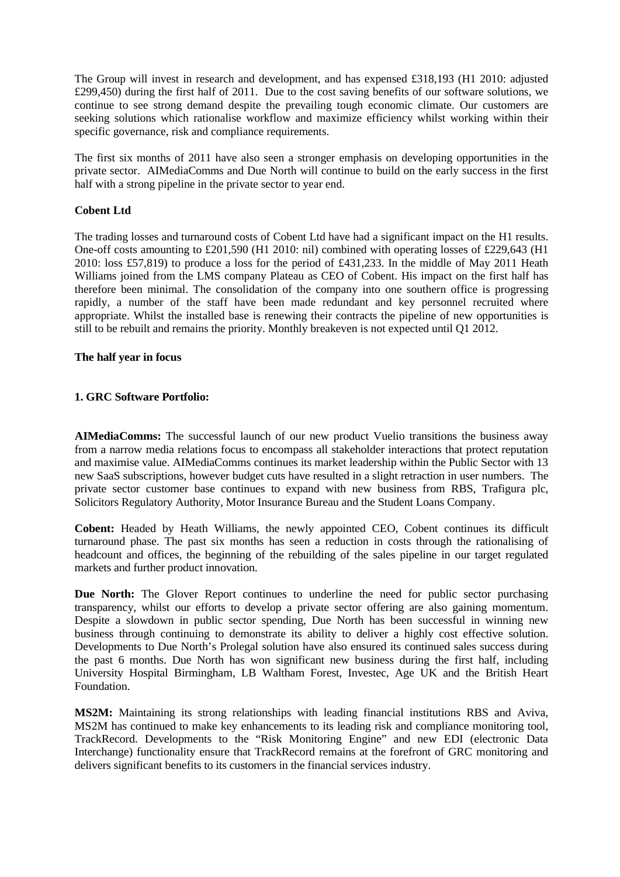The Group will invest in research and development, and has expensed £318,193 (H1 2010: adjusted £299,450) during the first half of 2011. Due to the cost saving benefits of our software solutions, we continue to see strong demand despite the prevailing tough economic climate. Our customers are seeking solutions which rationalise workflow and maximize efficiency whilst working within their specific governance, risk and compliance requirements.

The first six months of 2011 have also seen a stronger emphasis on developing opportunities in the private sector. AIMediaComms and Due North will continue to build on the early success in the first half with a strong pipeline in the private sector to year end.

**Cobent Ltd**

The trading losses and turnaround costs of Cobent Ltd have had a significant impact on the H1 results. One-off costs amounting to £201,590 (H1 2010: nil) combined with operating losses of £229,643 (H1 2010: loss £57,819) to produce a loss for the period of £431,233. In the middle of May 2011 Heath Williams joined from the LMS company Plateau as CEO of Cobent. His impact on the first half has therefore been minimal. The consolidation of the company into one southern office is progressing rapidly, a number of the staff have been made redundant and key personnel recruited where appropriate. Whilst the installed base is renewing their contracts the pipeline of new opportunities is still to be rebuilt and remains the priority. Monthly breakeven is not expected until Q1 2012.

**The half year in focus**

**1. GRC Software Portfolio:**

**AIMediaComms:** The successful launch of our new product Vuelio transitions the business away from a narrow media relations focus to encompass all stakeholder interactions that protect reputation and maximise value. AIMediaComms continues its market leadership within the Public Sector with 13 new SaaS subscriptions, however budget cuts have resulted in a slight retraction in user numbers. The private sector customer base continues to expand with new business from RBS, Trafigura plc, Solicitors Regulatory Authority, Motor Insurance Bureau and the Student Loans Company.

**Cobent:** Headed by Heath Williams, the newly appointed CEO, Cobent continues its difficult turnaround phase. The past six months has seen a reduction in costs through the rationalising of headcount and offices, the beginning of the rebuilding of the sales pipeline in our target regulated markets and further product innovation.

**Due North:** The Glover Report continues to underline the need for public sector purchasing transparency, whilst our efforts to develop a private sector offering are also gaining momentum. Despite a slowdown in public sector spending, Due North has been successful in winning new business through continuing to demonstrate its ability to deliver a highly cost effective solution. Developments to Due North's Prolegal solution have also ensured its continued sales success during the past 6 months. Due North has won significant new business during the first half, including University Hospital Birmingham, LB Waltham Forest, Investec, Age UK and the British Heart Foundation.

**MS2M:** Maintaining its strong relationships with leading financial institutions RBS and Aviva, MS2M has continued to make key enhancements to its leading risk and compliance monitoring tool, TrackRecord. Developments to the "Risk Monitoring Engine" and new EDI (electronic Data Interchange) functionality ensure that TrackRecord remains at the forefront of GRC monitoring and delivers significant benefits to its customers in the financial services industry.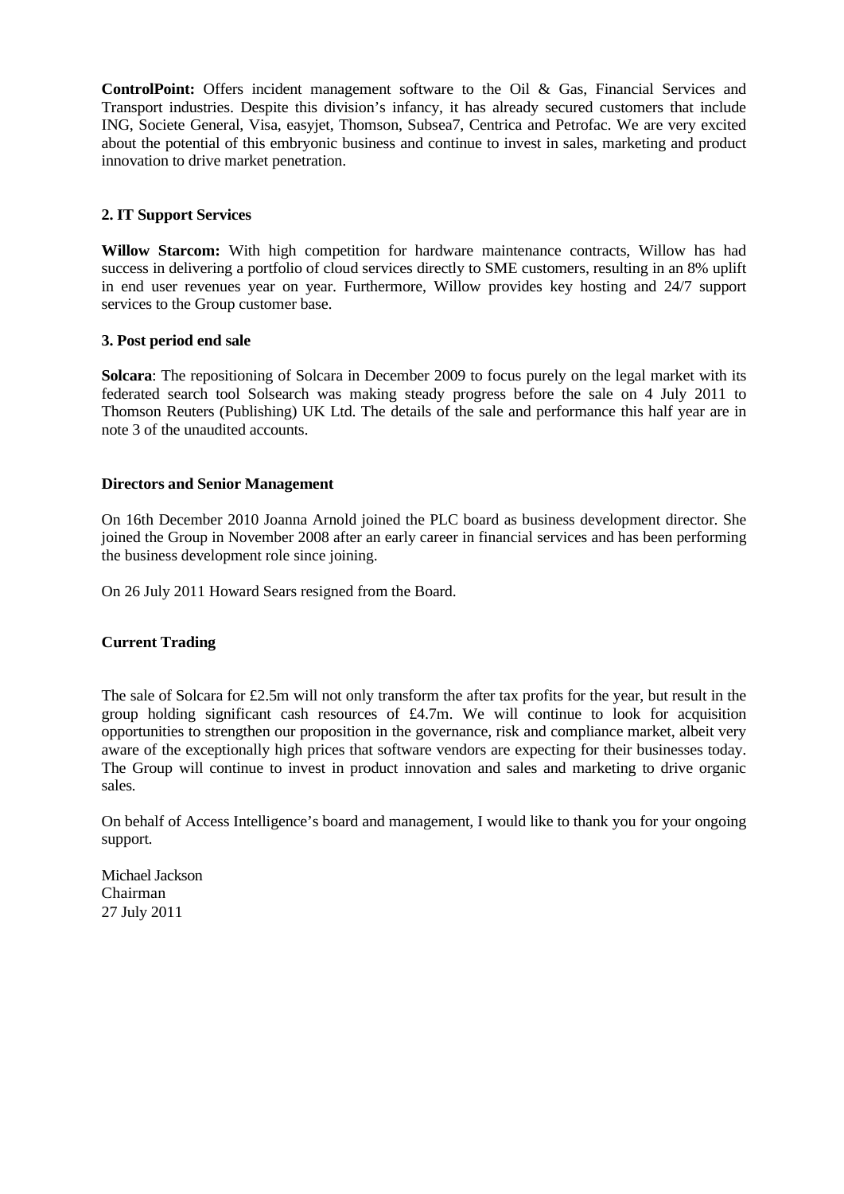**ControlPoint:** Offers incident management software to the Oil & Gas, Financial Services and Transport industries. Despite this division's infancy, it has already secured customers that include ING, Societe General, Visa, easyjet, Thomson, Subsea7, Centrica and Petrofac. We are very excited about the potential of this embryonic business and continue to invest in sales, marketing and product innovation to drive market penetration.

**2. IT Support Services**

**Willow Starcom:** With high competition for hardware maintenance contracts, Willow has had success in delivering a portfolio of cloud services directly to SME customers, resulting in an 8% uplift in end user revenues year on year. Furthermore, Willow provides key hosting and 24/7 support services to the Group customer base.

**3. Post period end sale**

**Solcara**: The repositioning of Solcara in December 2009 to focus purely on the legal market with its federated search tool Solsearch was making steady progress before the sale on 4 July 2011 to Thomson Reuters (Publishing) UK Ltd. The details of the sale and performance this half year are in note 3 of the unaudited accounts.

**Directors and Senior Management**

On 16th December 2010 Joanna Arnold joined the PLC board as business development director. She joined the Group in November 2008 after an early career in financial services and has been performing the business development role since joining.

On 26 July 2011 Howard Sears resigned from the Board.

**Current Trading**

The sale of Solcara for £2.5m will not only transform the after tax profits for the year, but result in the group holding significant cash resources of £4.7m. We will continue to look for acquisition opportunities to strengthen our proposition in the governance, risk and compliance market, albeit very aware of the exceptionally high prices that software vendors are expecting for their businesses today. The Group will continue to invest in product innovation and sales and marketing to drive organic sales.

On behalf of Access Intelligence's board and management, I would like to thank you for your ongoing support.

Michael Jackson
Chairman
27 July 2011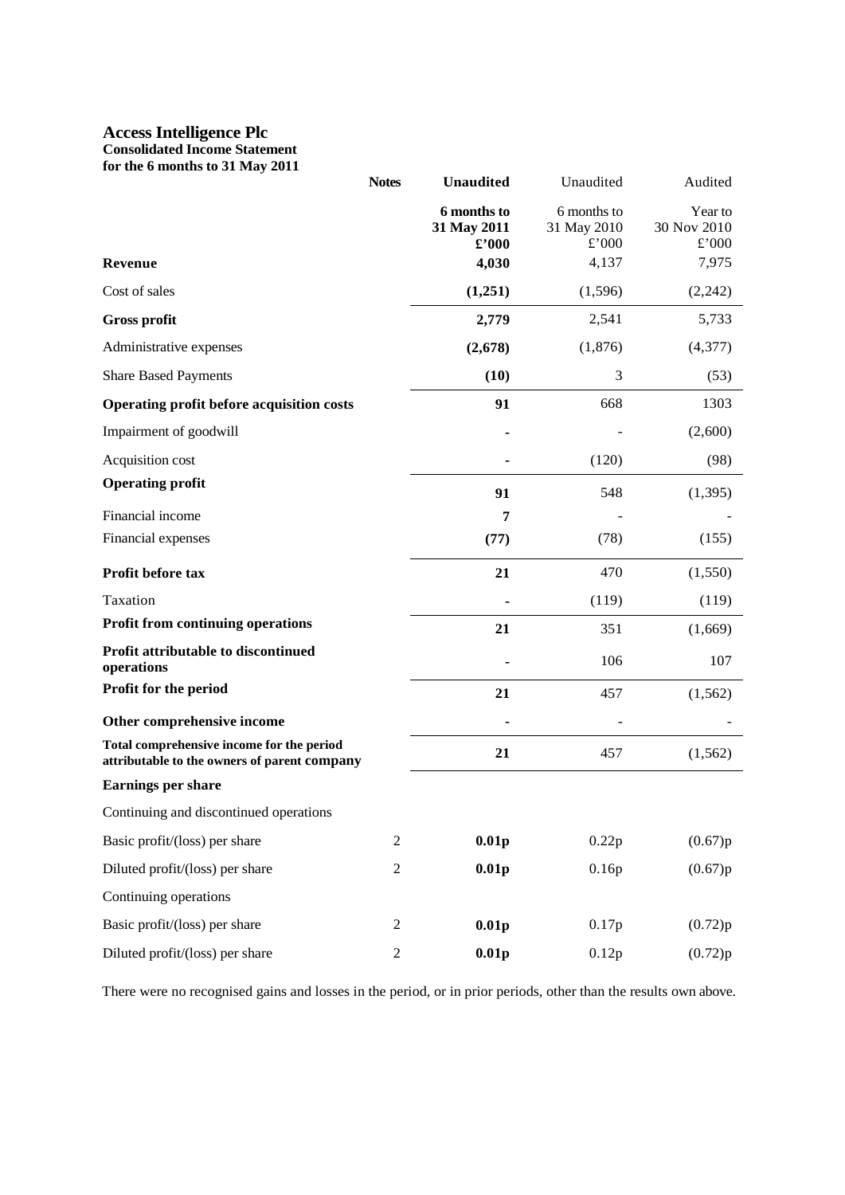# Access Intelligence Plc

**Consolidated Income Statement**
**for the 6 months to 31 May 2011**

| | Notes | **Unaudited** | Unaudited | Audited |
|---|---|---|---|---|
| | | **6 months to 31 May 2011 £'000** | 6 months to 31 May 2010 £'000 | Year to 30 Nov 2010 £'000 |
| **Revenue** | | **4,030** | 4,137 | 7,975 |
| Cost of sales | | **(1,251)** | (1,596) | (2,242) |
| **Gross profit** | | **2,779** | 2,541 | 5,733 |
| Administrative expenses | | **(2,678)** | (1,876) | (4,377) |
| Share Based Payments | | **(10)** | 3 | (53) |
| **Operating profit before acquisition costs** | | **91** | 668 | 1303 |
| Impairment of goodwill | | **-** | - | (2,600) |
| Acquisition cost | | **-** | (120) | (98) |
| **Operating profit** | | **91** | 548 | (1,395) |
| Financial income | | **7** | - | - |
| Financial expenses | | **(77)** | (78) | (155) |
| **Profit before tax** | | **21** | 470 | (1,550) |
| Taxation | | **-** | (119) | (119) |
| **Profit from continuing operations** | | **21** | 351 | (1,669) |
| **Profit attributable to discontinued operations** | | **-** | 106 | 107 |
| **Profit for the period** | | **21** | 457 | (1,562) |
| **Other comprehensive income** | | **-** | - | - |
| **Total comprehensive income for the period attributable to the owners of parent company** | | **21** | 457 | (1,562) |
| **Earnings per share** | | | | |
| Continuing and discontinued operations | | | | |
| Basic profit/(loss) per share | 2 | **0.01p** | 0.22p | (0.67)p |
| Diluted profit/(loss) per share | 2 | **0.01p** | 0.16p | (0.67)p |
| Continuing operations | | | | |
| Basic profit/(loss) per share | 2 | **0.01p** | 0.17p | (0.72)p |
| Diluted profit/(loss) per share | 2 | **0.01p** | 0.12p | (0.72)p |

There were no recognised gains and losses in the period, or in prior periods, other than the results own above.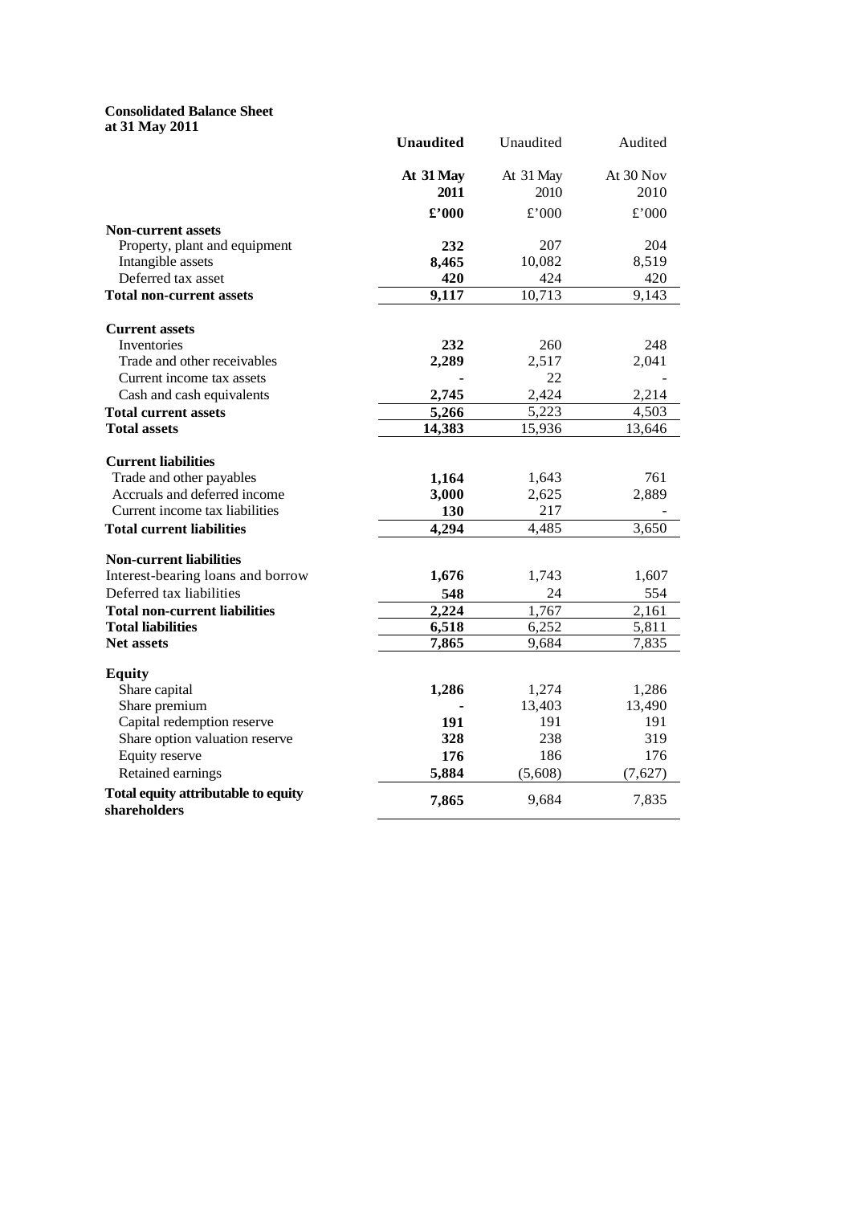**Consolidated Balance Sheet**
**at 31 May 2011**

| | **Unaudited** | Unaudited | Audited |
|---|---|---|---|
| | **At 31 May 2011** | At 31 May 2010 | At 30 Nov 2010 |
| | **£'000** | £'000 | £'000 |
| **Non-current assets** | | | |
| Property, plant and equipment | **232** | 207 | 204 |
| Intangible assets | **8,465** | 10,082 | 8,519 |
| Deferred tax asset | **420** | 424 | 420 |
| **Total non-current assets** | **9,117** | 10,713 | 9,143 |
| **Current assets** | | | |
| Inventories | **232** | 260 | 248 |
| Trade and other receivables | **2,289** | 2,517 | 2,041 |
| Current income tax assets | **-** | 22 | - |
| Cash and cash equivalents | **2,745** | 2,424 | 2,214 |
| **Total current assets** | **5,266** | 5,223 | 4,503 |
| **Total assets** | **14,383** | 15,936 | 13,646 |
| **Current liabilities** | | | |
| Trade and other payables | **1,164** | 1,643 | 761 |
| Accruals and deferred income | **3,000** | 2,625 | 2,889 |
| Current income tax liabilities | **130** | 217 | - |
| **Total current liabilities** | **4,294** | 4,485 | 3,650 |
| **Non-current liabilities** | | | |
| Interest-bearing loans and borrow | **1,676** | 1,743 | 1,607 |
| Deferred tax liabilities | **548** | 24 | 554 |
| **Total non-current liabilities** | **2,224** | 1,767 | 2,161 |
| **Total liabilities** | **6,518** | 6,252 | 5,811 |
| **Net assets** | **7,865** | 9,684 | 7,835 |
| **Equity** | | | |
| Share capital | **1,286** | 1,274 | 1,286 |
| Share premium | **-** | 13,403 | 13,490 |
| Capital redemption reserve | **191** | 191 | 191 |
| Share option valuation reserve | **328** | 238 | 319 |
| Equity reserve | **176** | 186 | 176 |
| Retained earnings | **5,884** | (5,608) | (7,627) |
| **Total equity attributable to equity shareholders** | **7,865** | 9,684 | 7,835 |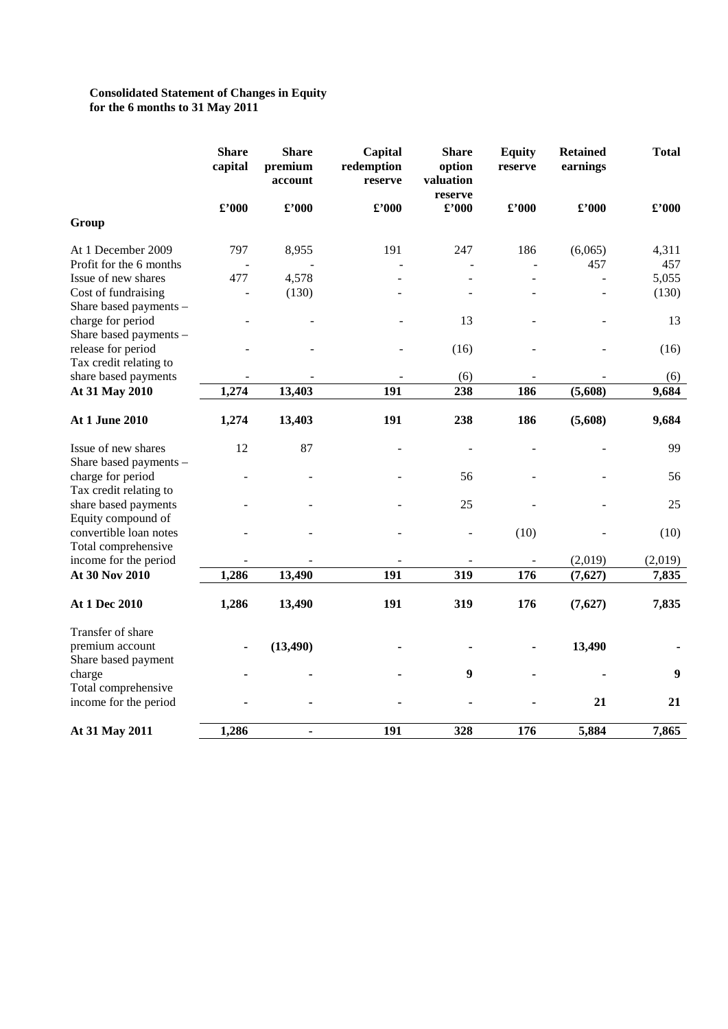**Consolidated Statement of Changes in Equity**
**for the 6 months to 31 May 2011**

| | Share capital | Share premium account | Capital redemption reserve | Share option valuation reserve | Equity reserve | Retained earnings | Total |
|---|---|---|---|---|---|---|---|
| | £'000 | £'000 | £'000 | £'000 | £'000 | £'000 | £'000 |
| **Group** | | | | | | | |
| At 1 December 2009 | 797 | 8,955 | 191 | 247 | 186 | (6,065) | 4,311 |
| Profit for the 6 months | - | - | - | - | - | 457 | 457 |
| Issue of new shares | 477 | 4,578 | - | - | - | - | 5,055 |
| Cost of fundraising | - | (130) | - | - | - | - | (130) |
| Share based payments – charge for period | - | - | - | 13 | - | - | 13 |
| Share based payments – release for period | - | - | - | (16) | - | - | (16) |
| Tax credit relating to share based payments | - | - | - | (6) | - | - | (6) |
| **At 31 May 2010** | **1,274** | **13,403** | **191** | **238** | **186** | **(5,608)** | **9,684** |
| **At 1 June 2010** | **1,274** | **13,403** | **191** | **238** | **186** | **(5,608)** | **9,684** |
| Issue of new shares | 12 | 87 | - | - | - | - | 99 |
| Share based payments – charge for period | - | - | - | 56 | - | - | 56 |
| Tax credit relating to share based payments | - | - | - | 25 | - | - | 25 |
| Equity compound of convertible loan notes | - | - | - | - | (10) | - | (10) |
| Total comprehensive income for the period | - | - | - | - | - | (2,019) | (2,019) |
| **At 30 Nov 2010** | **1,286** | **13,490** | **191** | **319** | **176** | **(7,627)** | **7,835** |
| **At 1 Dec 2010** | **1,286** | **13,490** | **191** | **319** | **176** | **(7,627)** | **7,835** |
| Transfer of share premium account | **-** | **(13,490)** | **-** | **-** | **-** | **13,490** | **-** |
| Share based payment charge | **-** | **-** | **-** | **9** | **-** | **-** | **9** |
| Total comprehensive income for the period | **-** | **-** | **-** | **-** | **-** | **21** | **21** |
| **At 31 May 2011** | **1,286** | **-** | **191** | **328** | **176** | **5,884** | **7,865** |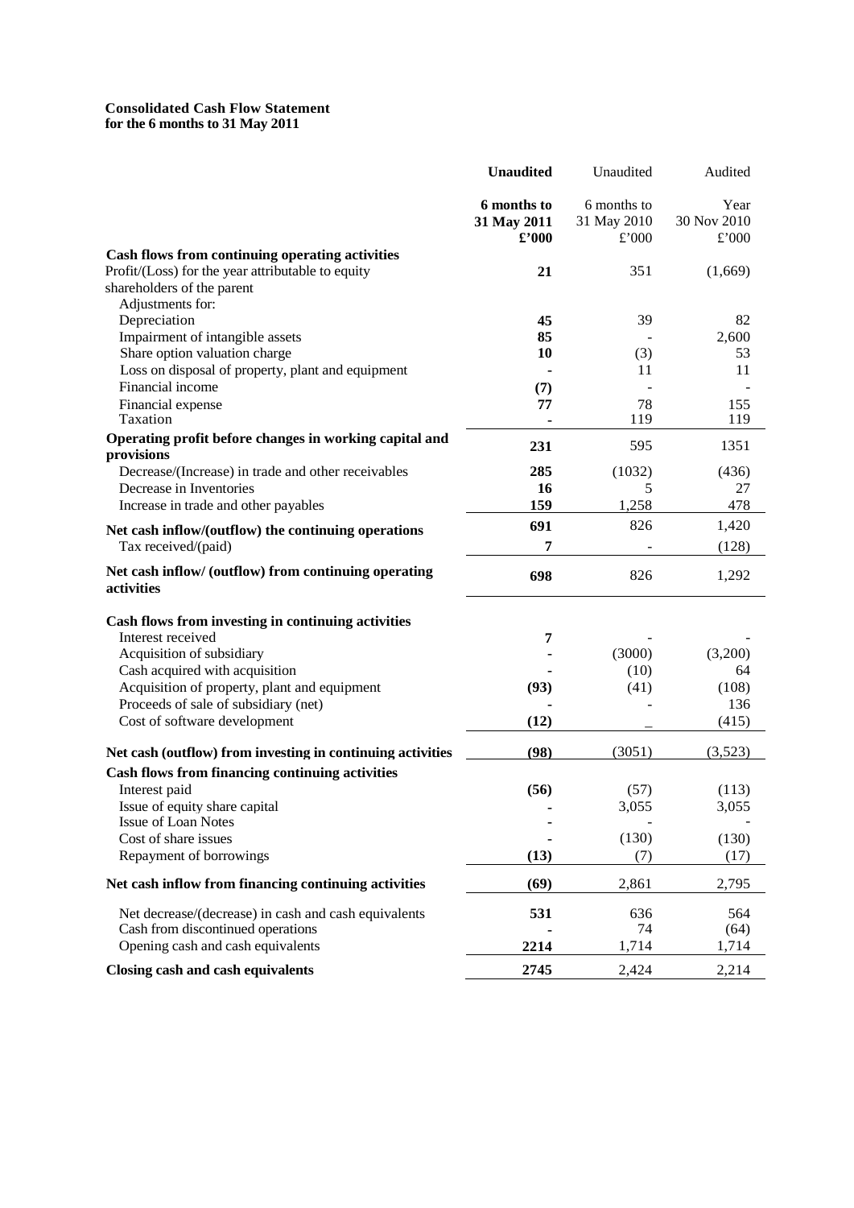**Consolidated Cash Flow Statement**
**for the 6 months to 31 May 2011**

| | **Unaudited** | Unaudited | Audited |
|---|---|---|---|
| | **6 months to 31 May 2011 £'000** | 6 months to 31 May 2010 £'000 | Year 30 Nov 2010 £'000 |
| **Cash flows from continuing operating activities** | | | |
| Profit/(Loss) for the year attributable to equity shareholders of the parent | **21** | 351 | (1,669) |
| Adjustments for: | | | |
| Depreciation | **45** | 39 | 82 |
| Impairment of intangible assets | **85** | - | 2,600 |
| Share option valuation charge | **10** | (3) | 53 |
| Loss on disposal of property, plant and equipment | **-** | 11 | 11 |
| Financial income | **(7)** | - | - |
| Financial expense | **77** | 78 | 155 |
| Taxation | **-** | 119 | 119 |
| **Operating profit before changes in working capital and provisions** | **231** | 595 | 1351 |
| Decrease/(Increase) in trade and other receivables | **285** | (1032) | (436) |
| Decrease in Inventories | **16** | 5 | 27 |
| Increase in trade and other payables | **159** | 1,258 | 478 |
| **Net cash inflow/(outflow) the continuing operations** | **691** | 826 | 1,420 |
| Tax received/(paid) | **7** | - | (128) |
| **Net cash inflow/ (outflow) from continuing operating activities** | **698** | 826 | 1,292 |
| **Cash flows from investing in continuing activities** | | | |
| Interest received | **7** | - | - |
| Acquisition of subsidiary | **-** | (3000) | (3,200) |
| Cash acquired with acquisition | **-** | (10) | 64 |
| Acquisition of property, plant and equipment | **(93)** | (41) | (108) |
| Proceeds of sale of subsidiary (net) | **-** | - | 136 |
| Cost of software development | **(12)** | _ | (415) |
| **Net cash (outflow) from investing in continuing activities** | **(98)** | (3051) | (3,523) |
| **Cash flows from financing continuing activities** | | | |
| Interest paid | **(56)** | (57) | (113) |
| Issue of equity share capital | **-** | 3,055 | 3,055 |
| Issue of Loan Notes | **-** | - | - |
| Cost of share issues | **-** | (130) | (130) |
| Repayment of borrowings | **(13)** | (7) | (17) |
| **Net cash inflow from financing continuing activities** | **(69)** | 2,861 | 2,795 |
| Net decrease/(decrease) in cash and cash equivalents | **531** | 636 | 564 |
| Cash from discontinued operations | **-** | 74 | (64) |
| Opening cash and cash equivalents | **2214** | 1,714 | 1,714 |
| **Closing cash and cash equivalents** | **2745** | 2,424 | 2,214 |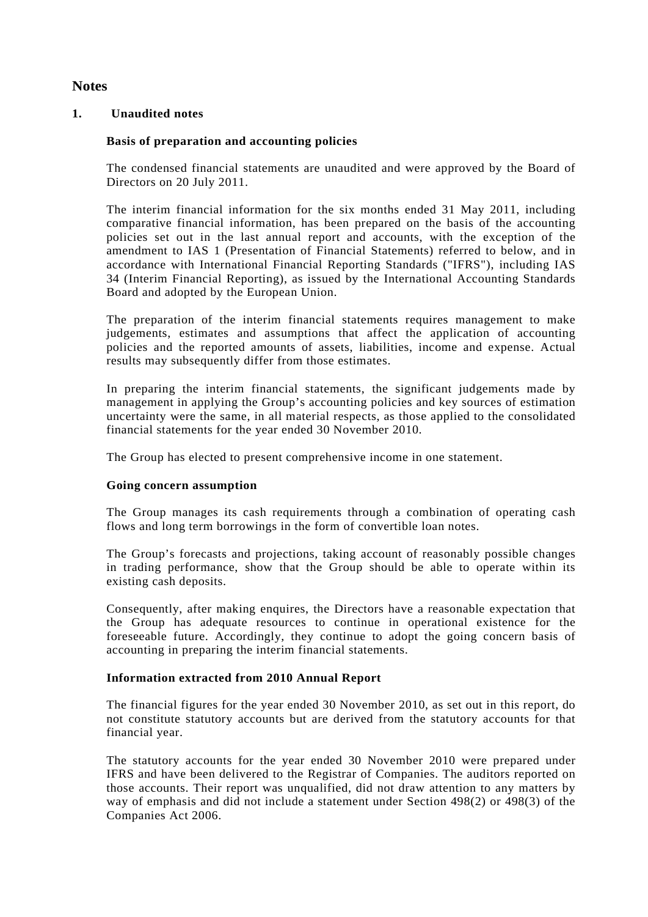# Notes

## 1. Unaudited notes

### Basis of preparation and accounting policies

The condensed financial statements are unaudited and were approved by the Board of Directors on 20 July 2011.

The interim financial information for the six months ended 31 May 2011, including comparative financial information, has been prepared on the basis of the accounting policies set out in the last annual report and accounts, with the exception of the amendment to IAS 1 (Presentation of Financial Statements) referred to below, and in accordance with International Financial Reporting Standards ("IFRS"), including IAS 34 (Interim Financial Reporting), as issued by the International Accounting Standards Board and adopted by the European Union.

The preparation of the interim financial statements requires management to make judgements, estimates and assumptions that affect the application of accounting policies and the reported amounts of assets, liabilities, income and expense. Actual results may subsequently differ from those estimates.

In preparing the interim financial statements, the significant judgements made by management in applying the Group's accounting policies and key sources of estimation uncertainty were the same, in all material respects, as those applied to the consolidated financial statements for the year ended 30 November 2010.

The Group has elected to present comprehensive income in one statement.

### Going concern assumption

The Group manages its cash requirements through a combination of operating cash flows and long term borrowings in the form of convertible loan notes.

The Group's forecasts and projections, taking account of reasonably possible changes in trading performance, show that the Group should be able to operate within its existing cash deposits.

Consequently, after making enquires, the Directors have a reasonable expectation that the Group has adequate resources to continue in operational existence for the foreseeable future. Accordingly, they continue to adopt the going concern basis of accounting in preparing the interim financial statements.

### Information extracted from 2010 Annual Report

The financial figures for the year ended 30 November 2010, as set out in this report, do not constitute statutory accounts but are derived from the statutory accounts for that financial year.

The statutory accounts for the year ended 30 November 2010 were prepared under IFRS and have been delivered to the Registrar of Companies. The auditors reported on those accounts. Their report was unqualified, did not draw attention to any matters by way of emphasis and did not include a statement under Section 498(2) or 498(3) of the Companies Act 2006.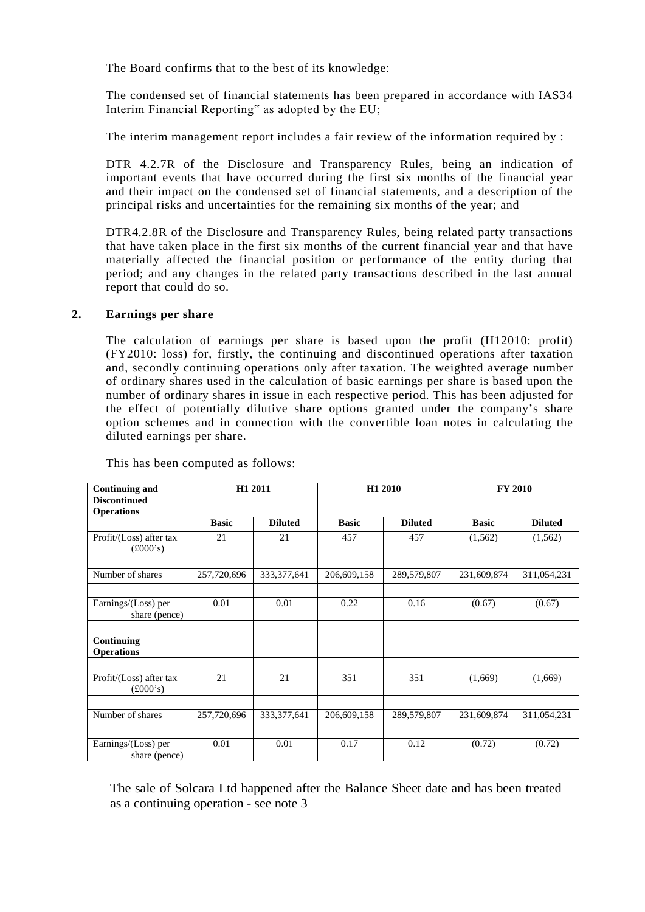The Board confirms that to the best of its knowledge:

The condensed set of financial statements has been prepared in accordance with IAS34 Interim Financial Reporting" as adopted by the EU;

The interim management report includes a fair review of the information required by :

DTR 4.2.7R of the Disclosure and Transparency Rules, being an indication of important events that have occurred during the first six months of the financial year and their impact on the condensed set of financial statements, and a description of the principal risks and uncertainties for the remaining six months of the year; and

DTR4.2.8R of the Disclosure and Transparency Rules, being related party transactions that have taken place in the first six months of the current financial year and that have materially affected the financial position or performance of the entity during that period; and any changes in the related party transactions described in the last annual report that could do so.

## 2. Earnings per share

The calculation of earnings per share is based upon the profit (H12010: profit) (FY2010: loss) for, firstly, the continuing and discontinued operations after taxation and, secondly continuing operations only after taxation. The weighted average number of ordinary shares used in the calculation of basic earnings per share is based upon the number of ordinary shares in issue in each respective period. This has been adjusted for the effect of potentially dilutive share options granted under the company's share option schemes and in connection with the convertible loan notes in calculating the diluted earnings per share.

This has been computed as follows:

| **Continuing and Discontinued Operations** | **H1 2011** | | **H1 2010** | | **FY 2010** | |
|---|---|---|---|---|---|---|
| | **Basic** | **Diluted** | **Basic** | **Diluted** | **Basic** | **Diluted** |
| Profit/(Loss) after tax (£000's) | 21 | 21 | 457 | 457 | (1,562) | (1,562) |
| | | | | | | |
| Number of shares | 257,720,696 | 333,377,641 | 206,609,158 | 289,579,807 | 231,609,874 | 311,054,231 |
| | | | | | | |
| Earnings/(Loss) per share (pence) | 0.01 | 0.01 | 0.22 | 0.16 | (0.67) | (0.67) |
| | | | | | | |
| **Continuing Operations** | | | | | | |
| | | | | | | |
| Profit/(Loss) after tax (£000's) | 21 | 21 | 351 | 351 | (1,669) | (1,669) |
| | | | | | | |
| Number of shares | 257,720,696 | 333,377,641 | 206,609,158 | 289,579,807 | 231,609,874 | 311,054,231 |
| | | | | | | |
| Earnings/(Loss) per share (pence) | 0.01 | 0.01 | 0.17 | 0.12 | (0.72) | (0.72) |

The sale of Solcara Ltd happened after the Balance Sheet date and has been treated as a continuing operation - see note 3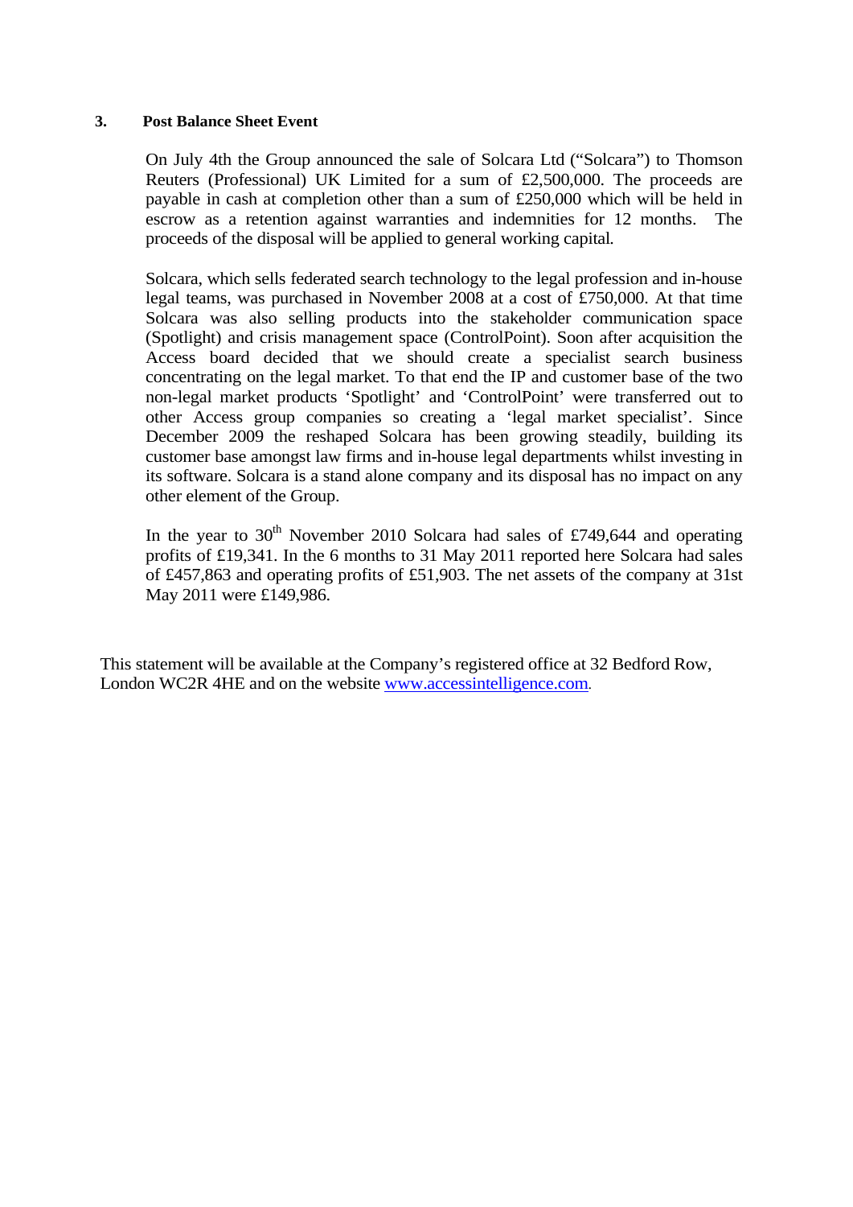### 3. Post Balance Sheet Event

On July 4th the Group announced the sale of Solcara Ltd ("Solcara") to Thomson Reuters (Professional) UK Limited for a sum of £2,500,000. The proceeds are payable in cash at completion other than a sum of £250,000 which will be held in escrow as a retention against warranties and indemnities for 12 months. The proceeds of the disposal will be applied to general working capital.

Solcara, which sells federated search technology to the legal profession and in-house legal teams, was purchased in November 2008 at a cost of £750,000. At that time Solcara was also selling products into the stakeholder communication space (Spotlight) and crisis management space (ControlPoint). Soon after acquisition the Access board decided that we should create a specialist search business concentrating on the legal market. To that end the IP and customer base of the two non-legal market products 'Spotlight' and 'ControlPoint' were transferred out to other Access group companies so creating a 'legal market specialist'. Since December 2009 the reshaped Solcara has been growing steadily, building its customer base amongst law firms and in-house legal departments whilst investing in its software. Solcara is a stand alone company and its disposal has no impact on any other element of the Group.

In the year to 30th November 2010 Solcara had sales of £749,644 and operating profits of £19,341. In the 6 months to 31 May 2011 reported here Solcara had sales of £457,863 and operating profits of £51,903. The net assets of the company at 31st May 2011 were £149,986.

This statement will be available at the Company's registered office at 32 Bedford Row, London WC2R 4HE and on the website www.accessintelligence.com.